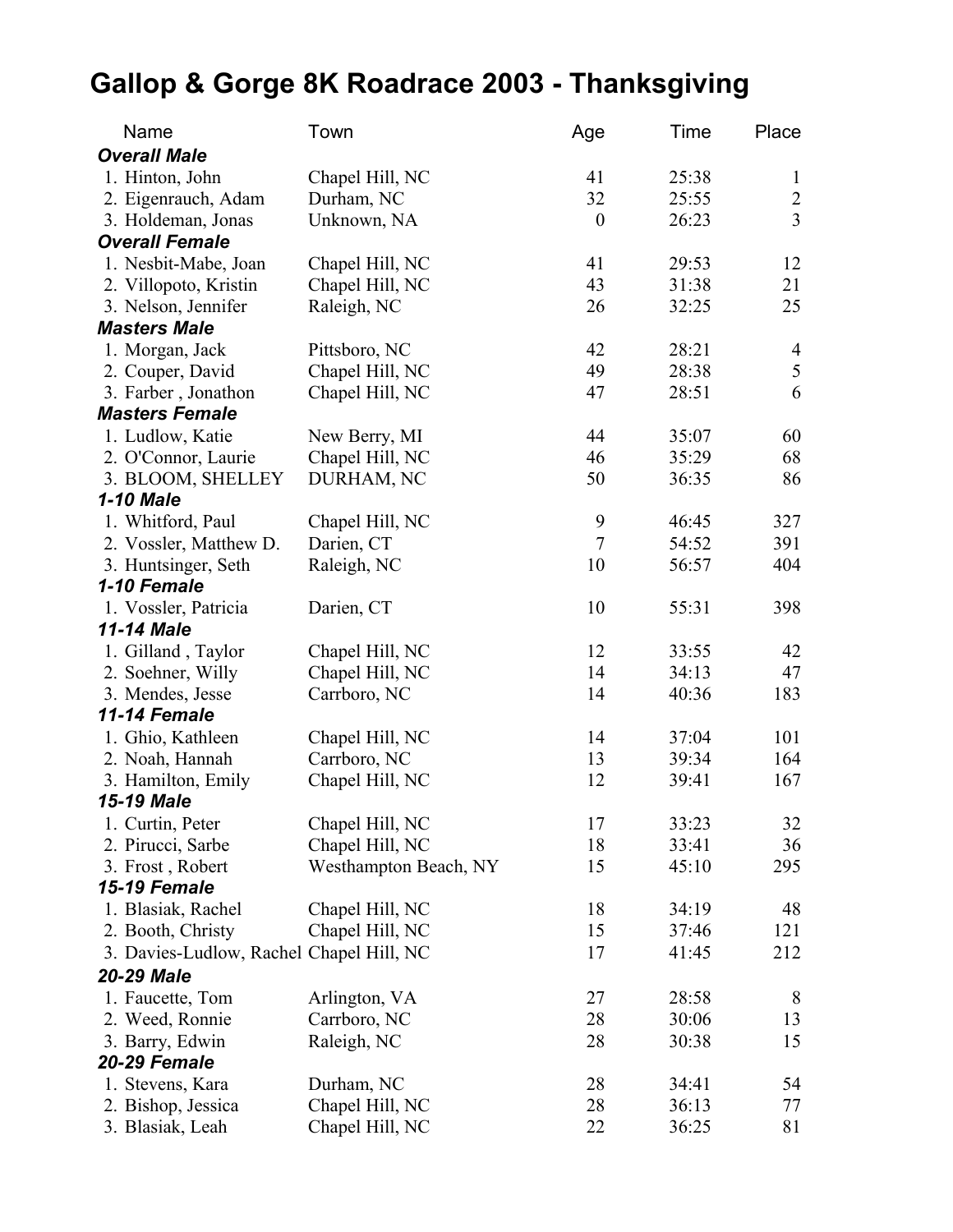# Gallop & Gorge 8K Roadrace 2003 - Thanksgiving

| Name | Town | Age | Time | Place |
|---|---|---|---|---|
| ***Overall Male*** | | | | |
| 1. Hinton, John | Chapel Hill, NC | 41 | 25:38 | 1 |
| 2. Eigenrauch, Adam | Durham, NC | 32 | 25:55 | 2 |
| 3. Holdeman, Jonas | Unknown, NA | 0 | 26:23 | 3 |
| ***Overall Female*** | | | | |
| 1. Nesbit-Mabe, Joan | Chapel Hill, NC | 41 | 29:53 | 12 |
| 2. Villopoto, Kristin | Chapel Hill, NC | 43 | 31:38 | 21 |
| 3. Nelson, Jennifer | Raleigh, NC | 26 | 32:25 | 25 |
| ***Masters Male*** | | | | |
| 1. Morgan, Jack | Pittsboro, NC | 42 | 28:21 | 4 |
| 2. Couper, David | Chapel Hill, NC | 49 | 28:38 | 5 |
| 3. Farber , Jonathon | Chapel Hill, NC | 47 | 28:51 | 6 |
| ***Masters Female*** | | | | |
| 1. Ludlow, Katie | New Berry, MI | 44 | 35:07 | 60 |
| 2. O'Connor, Laurie | Chapel Hill, NC | 46 | 35:29 | 68 |
| 3. BLOOM, SHELLEY | DURHAM, NC | 50 | 36:35 | 86 |
| ***1-10 Male*** | | | | |
| 1. Whitford, Paul | Chapel Hill, NC | 9 | 46:45 | 327 |
| 2. Vossler, Matthew D. | Darien, CT | 7 | 54:52 | 391 |
| 3. Huntsinger, Seth | Raleigh, NC | 10 | 56:57 | 404 |
| ***1-10 Female*** | | | | |
| 1. Vossler, Patricia | Darien, CT | 10 | 55:31 | 398 |
| ***11-14 Male*** | | | | |
| 1. Gilland , Taylor | Chapel Hill, NC | 12 | 33:55 | 42 |
| 2. Soehner, Willy | Chapel Hill, NC | 14 | 34:13 | 47 |
| 3. Mendes, Jesse | Carrboro, NC | 14 | 40:36 | 183 |
| ***11-14 Female*** | | | | |
| 1. Ghio, Kathleen | Chapel Hill, NC | 14 | 37:04 | 101 |
| 2. Noah, Hannah | Carrboro, NC | 13 | 39:34 | 164 |
| 3. Hamilton, Emily | Chapel Hill, NC | 12 | 39:41 | 167 |
| ***15-19 Male*** | | | | |
| 1. Curtin, Peter | Chapel Hill, NC | 17 | 33:23 | 32 |
| 2. Pirucci, Sarbe | Chapel Hill, NC | 18 | 33:41 | 36 |
| 3. Frost , Robert | Westhampton Beach, NY | 15 | 45:10 | 295 |
| ***15-19 Female*** | | | | |
| 1. Blasiak, Rachel | Chapel Hill, NC | 18 | 34:19 | 48 |
| 2. Booth, Christy | Chapel Hill, NC | 15 | 37:46 | 121 |
| 3. Davies-Ludlow, Rachel | Chapel Hill, NC | 17 | 41:45 | 212 |
| ***20-29 Male*** | | | | |
| 1. Faucette, Tom | Arlington, VA | 27 | 28:58 | 8 |
| 2. Weed, Ronnie | Carrboro, NC | 28 | 30:06 | 13 |
| 3. Barry, Edwin | Raleigh, NC | 28 | 30:38 | 15 |
| ***20-29 Female*** | | | | |
| 1. Stevens, Kara | Durham, NC | 28 | 34:41 | 54 |
| 2. Bishop, Jessica | Chapel Hill, NC | 28 | 36:13 | 77 |
| 3. Blasiak, Leah | Chapel Hill, NC | 22 | 36:25 | 81 |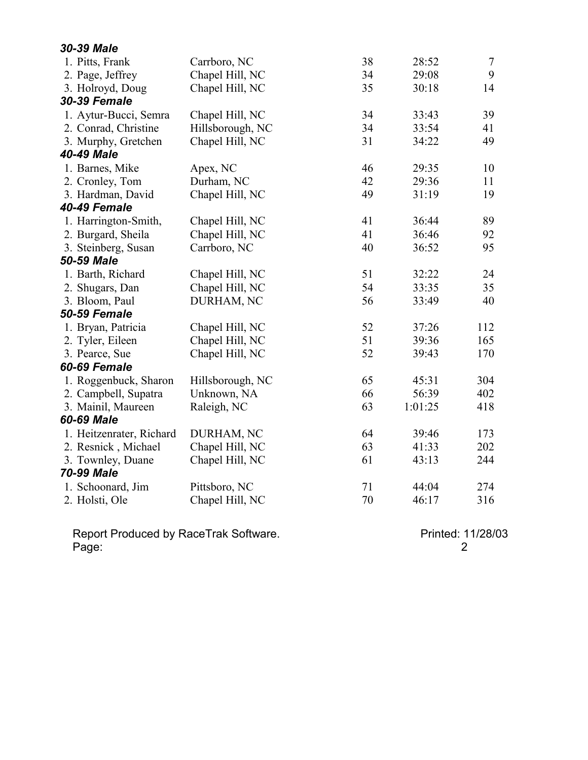***30-39 Male***

| | | | | |
|---|---|---|---|---|
| 1. Pitts, Frank | Carrboro, NC | 38 | 28:52 | 7 |
| 2. Page, Jeffrey | Chapel Hill, NC | 34 | 29:08 | 9 |
| 3. Holroyd, Doug | Chapel Hill, NC | 35 | 30:18 | 14 |

***30-39 Female***

| | | | | |
|---|---|---|---|---|
| 1. Aytur-Bucci, Semra | Chapel Hill, NC | 34 | 33:43 | 39 |
| 2. Conrad, Christine | Hillsborough, NC | 34 | 33:54 | 41 |
| 3. Murphy, Gretchen | Chapel Hill, NC | 31 | 34:22 | 49 |

***40-49 Male***

| | | | | |
|---|---|---|---|---|
| 1. Barnes, Mike | Apex, NC | 46 | 29:35 | 10 |
| 2. Cronley, Tom | Durham, NC | 42 | 29:36 | 11 |
| 3. Hardman, David | Chapel Hill, NC | 49 | 31:19 | 19 |

***40-49 Female***

| | | | | |
|---|---|---|---|---|
| 1. Harrington-Smith, | Chapel Hill, NC | 41 | 36:44 | 89 |
| 2. Burgard, Sheila | Chapel Hill, NC | 41 | 36:46 | 92 |
| 3. Steinberg, Susan | Carrboro, NC | 40 | 36:52 | 95 |

***50-59 Male***

| | | | | |
|---|---|---|---|---|
| 1. Barth, Richard | Chapel Hill, NC | 51 | 32:22 | 24 |
| 2. Shugars, Dan | Chapel Hill, NC | 54 | 33:35 | 35 |
| 3. Bloom, Paul | DURHAM, NC | 56 | 33:49 | 40 |

***50-59 Female***

| | | | | |
|---|---|---|---|---|
| 1. Bryan, Patricia | Chapel Hill, NC | 52 | 37:26 | 112 |
| 2. Tyler, Eileen | Chapel Hill, NC | 51 | 39:36 | 165 |
| 3. Pearce, Sue | Chapel Hill, NC | 52 | 39:43 | 170 |

***60-69 Female***

| | | | | |
|---|---|---|---|---|
| 1. Roggenbuck, Sharon | Hillsborough, NC | 65 | 45:31 | 304 |
| 2. Campbell, Supatra | Unknown, NA | 66 | 56:39 | 402 |
| 3. Mainil, Maureen | Raleigh, NC | 63 | 1:01:25 | 418 |

***60-69 Male***

| | | | | |
|---|---|---|---|---|
| 1. Heitzenrater, Richard | DURHAM, NC | 64 | 39:46 | 173 |
| 2. Resnick , Michael | Chapel Hill, NC | 63 | 41:33 | 202 |
| 3. Townley, Duane | Chapel Hill, NC | 61 | 43:13 | 244 |

***70-99 Male***

| | | | | |
|---|---|---|---|---|
| 1. Schoonard, Jim | Pittsboro, NC | 71 | 44:04 | 274 |
| 2. Holsti, Ole | Chapel Hill, NC | 70 | 46:17 | 316 |

Report Produced by RaceTrak Software. Printed: 11/28/03